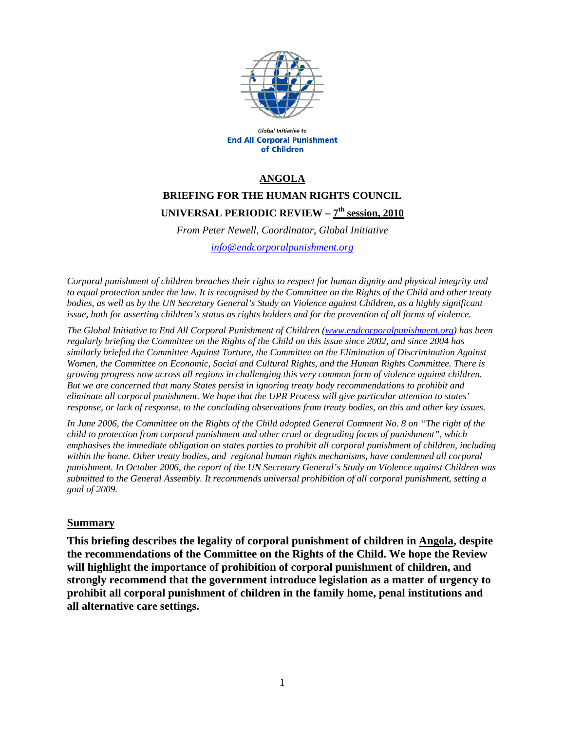Global Initiative to
**End All Corporal Punishment of Children**

# ANGOLA

## BRIEFING FOR THE HUMAN RIGHTS COUNCIL

## UNIVERSAL PERIODIC REVIEW – 7th session, 2010

*From Peter Newell, Coordinator, Global Initiative*

*info@endcorporalpunishment.org*

*Corporal punishment of children breaches their rights to respect for human dignity and physical integrity and to equal protection under the law. It is recognised by the Committee on the Rights of the Child and other treaty bodies, as well as by the UN Secretary General's Study on Violence against Children, as a highly significant issue, both for asserting children's status as rights holders and for the prevention of all forms of violence.*

*The Global Initiative to End All Corporal Punishment of Children (www.endcorporalpunishment.org) has been regularly briefing the Committee on the Rights of the Child on this issue since 2002, and since 2004 has similarly briefed the Committee Against Torture, the Committee on the Elimination of Discrimination Against Women, the Committee on Economic, Social and Cultural Rights, and the Human Rights Committee. There is growing progress now across all regions in challenging this very common form of violence against children. But we are concerned that many States persist in ignoring treaty body recommendations to prohibit and eliminate all corporal punishment. We hope that the UPR Process will give particular attention to states' response, or lack of response, to the concluding observations from treaty bodies, on this and other key issues.*

*In June 2006, the Committee on the Rights of the Child adopted General Comment No. 8 on "The right of the child to protection from corporal punishment and other cruel or degrading forms of punishment", which emphasises the immediate obligation on states parties to prohibit all corporal punishment of children, including within the home. Other treaty bodies, and regional human rights mechanisms, have condemned all corporal punishment. In October 2006, the report of the UN Secretary General's Study on Violence against Children was submitted to the General Assembly. It recommends universal prohibition of all corporal punishment, setting a goal of 2009.*

### Summary

**This briefing describes the legality of corporal punishment of children in Angola, despite the recommendations of the Committee on the Rights of the Child. We hope the Review will highlight the importance of prohibition of corporal punishment of children, and strongly recommend that the government introduce legislation as a matter of urgency to prohibit all corporal punishment of children in the family home, penal institutions and all alternative care settings.**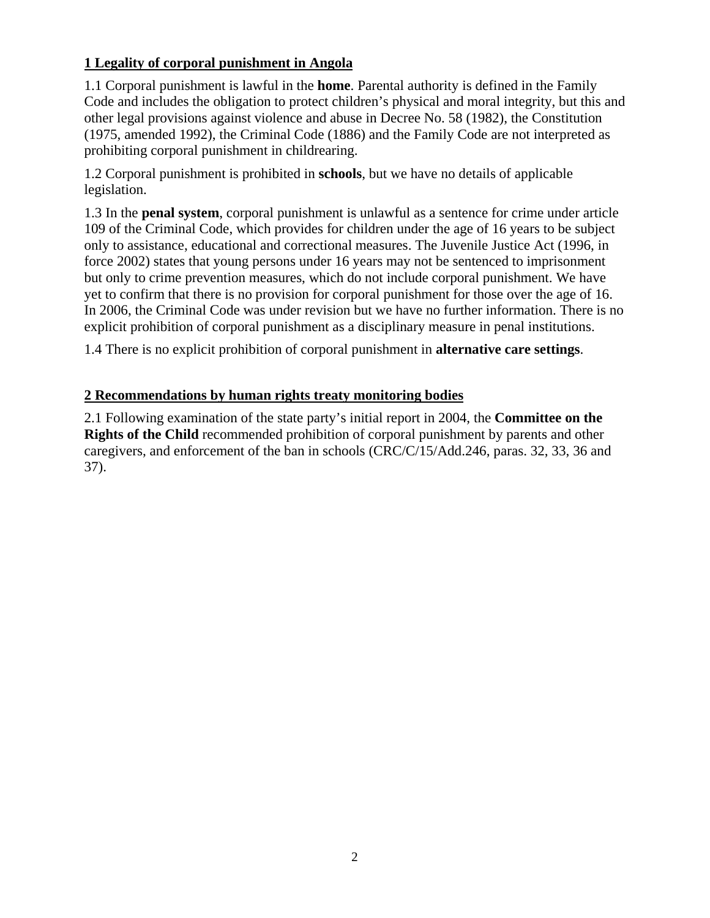## 1 Legality of corporal punishment in Angola

1.1 Corporal punishment is lawful in the **home**. Parental authority is defined in the Family Code and includes the obligation to protect children's physical and moral integrity, but this and other legal provisions against violence and abuse in Decree No. 58 (1982), the Constitution (1975, amended 1992), the Criminal Code (1886) and the Family Code are not interpreted as prohibiting corporal punishment in childrearing.

1.2 Corporal punishment is prohibited in **schools**, but we have no details of applicable legislation.

1.3 In the **penal system**, corporal punishment is unlawful as a sentence for crime under article 109 of the Criminal Code, which provides for children under the age of 16 years to be subject only to assistance, educational and correctional measures. The Juvenile Justice Act (1996, in force 2002) states that young persons under 16 years may not be sentenced to imprisonment but only to crime prevention measures, which do not include corporal punishment. We have yet to confirm that there is no provision for corporal punishment for those over the age of 16. In 2006, the Criminal Code was under revision but we have no further information. There is no explicit prohibition of corporal punishment as a disciplinary measure in penal institutions.

1.4 There is no explicit prohibition of corporal punishment in **alternative care settings**.

## 2 Recommendations by human rights treaty monitoring bodies

2.1 Following examination of the state party's initial report in 2004, the **Committee on the Rights of the Child** recommended prohibition of corporal punishment by parents and other caregivers, and enforcement of the ban in schools (CRC/C/15/Add.246, paras. 32, 33, 36 and 37).